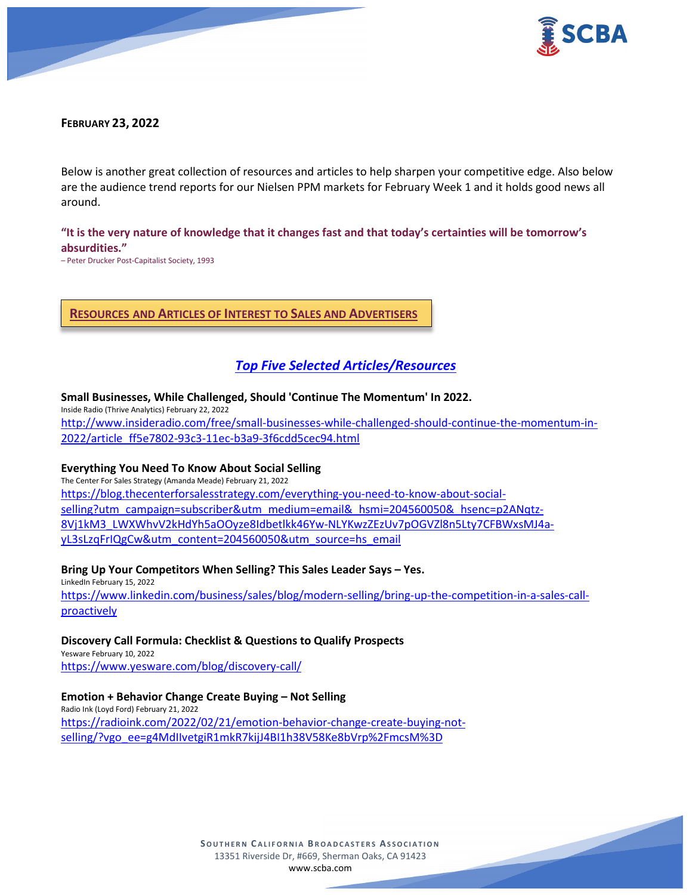**FEBRUARY 23, 2022**

Below is another great collection of resources and articles to help sharpen your competitive edge. Also below are the audience trend reports for our Nielsen PPM markets for February Week 1 and it holds good news all around.

**"It is the very nature of knowledge that it changes fast and that today's certainties will be tomorrow's absurdities."**
– Peter Drucker Post-Capitalist Society, 1993

## RESOURCES AND ARTICLES OF INTEREST TO SALES AND ADVERTISERS

### *Top Five Selected Articles/Resources*

**Small Businesses, While Challenged, Should 'Continue The Momentum' In 2022.**
Inside Radio (Thrive Analytics) February 22, 2022
http://www.insideradio.com/free/small-businesses-while-challenged-should-continue-the-momentum-in-2022/article_ff5e7802-93c3-11ec-b3a9-3f6cdd5cec94.html

**Everything You Need To Know About Social Selling**
The Center For Sales Strategy (Amanda Meade) February 21, 2022
https://blog.thecenterforsalesstrategy.com/everything-you-need-to-know-about-social-selling?utm_campaign=subscriber&utm_medium=email&_hsmi=204560050&_hsenc=p2ANqtz-8Vj1kM3_LWXWhvV2kHdYh5aOOyze8Idbetlkk46Yw-NLYKwzZEzUv7pOGVZl8n5Lty7CFBWxsMJ4a-yL3sLzqFrIQgCw&utm_content=204560050&utm_source=hs_email

**Bring Up Your Competitors When Selling? This Sales Leader Says – Yes.**
LinkedIn February 15, 2022
https://www.linkedin.com/business/sales/blog/modern-selling/bring-up-the-competition-in-a-sales-call-proactively

**Discovery Call Formula: Checklist & Questions to Qualify Prospects**
Yesware February 10, 2022
https://www.yesware.com/blog/discovery-call/

**Emotion + Behavior Change Create Buying – Not Selling**
Radio Ink (Loyd Ford) February 21, 2022
https://radioink.com/2022/02/21/emotion-behavior-change-create-buying-not-selling/?vgo_ee=g4MdIIvetgiR1mkR7kijJ4BI1h38V58Ke8bVrp%2FmcsM%3D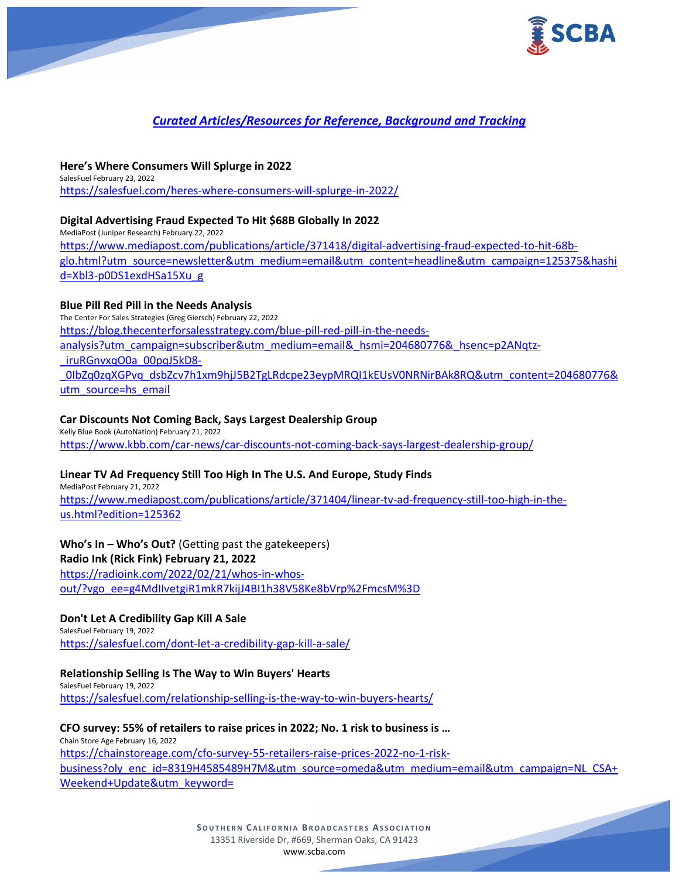## *Curated Articles/Resources for Reference, Background and Tracking*

**Here's Where Consumers Will Splurge in 2022**
SalesFuel February 23, 2022
https://salesfuel.com/heres-where-consumers-will-splurge-in-2022/

**Digital Advertising Fraud Expected To Hit $68B Globally In 2022**
MediaPost (Juniper Research) February 22, 2022
https://www.mediapost.com/publications/article/371418/digital-advertising-fraud-expected-to-hit-68b-glo.html?utm_source=newsletter&utm_medium=email&utm_content=headline&utm_campaign=125375&hashid=Xbl3-p0DS1exdHSa15Xu_g

**Blue Pill Red Pill in the Needs Analysis**
The Center For Sales Strategies (Greg Giersch) February 22, 2022
https://blog.thecenterforsalesstrategy.com/blue-pill-red-pill-in-the-needs-analysis?utm_campaign=subscriber&utm_medium=email&_hsmi=204680776&_hsenc=p2ANqtz-_iruRGnvxqO0a_00pqJ5kD8-_0IbZq0zqXGPvq_dsbZcv7h1xm9hjJ5B2TgLRdcpe23eypMRQI1kEUsV0NRNirBAk8RQ&utm_content=204680776&utm_source=hs_email

**Car Discounts Not Coming Back, Says Largest Dealership Group**
Kelly Blue Book (AutoNation) February 21, 2022
https://www.kbb.com/car-news/car-discounts-not-coming-back-says-largest-dealership-group/

**Linear TV Ad Frequency Still Too High In The U.S. And Europe, Study Finds**
MediaPost February 21, 2022
https://www.mediapost.com/publications/article/371404/linear-tv-ad-frequency-still-too-high-in-the-us.html?edition=125362

**Who's In – Who's Out?** (Getting past the gatekeepers)
**Radio Ink (Rick Fink) February 21, 2022**
https://radioink.com/2022/02/21/whos-in-whos-out/?vgo_ee=g4MdIIvetgiR1mkR7kijJ4BI1h38V58Ke8bVrp%2FmcsM%3D

**Don't Let A Credibility Gap Kill A Sale**
SalesFuel February 19, 2022
https://salesfuel.com/dont-let-a-credibility-gap-kill-a-sale/

**Relationship Selling Is The Way to Win Buyers' Hearts**
SalesFuel February 19, 2022
https://salesfuel.com/relationship-selling-is-the-way-to-win-buyers-hearts/

**CFO survey: 55% of retailers to raise prices in 2022; No. 1 risk to business is …**
Chain Store Age February 16, 2022
https://chainstoreage.com/cfo-survey-55-retailers-raise-prices-2022-no-1-risk-business?oly_enc_id=8319H4585489H7M&utm_source=omeda&utm_medium=email&utm_campaign=NL_CSA+Weekend+Update&utm_keyword=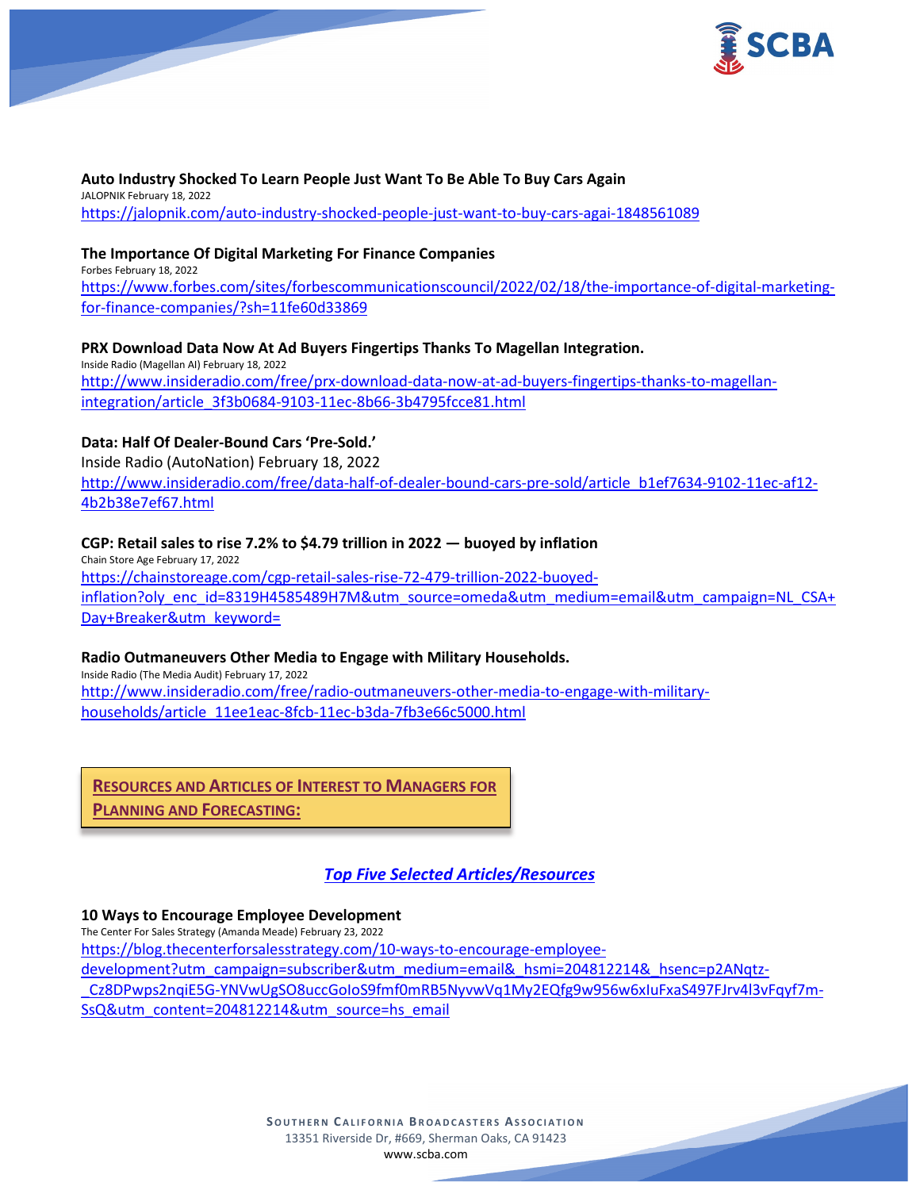**Auto Industry Shocked To Learn People Just Want To Be Able To Buy Cars Again**
JALOPNIK February 18, 2022
https://jalopnik.com/auto-industry-shocked-people-just-want-to-buy-cars-agai-1848561089

**The Importance Of Digital Marketing For Finance Companies**
Forbes February 18, 2022
https://www.forbes.com/sites/forbescommunicationscouncil/2022/02/18/the-importance-of-digital-marketing-for-finance-companies/?sh=11fe60d33869

**PRX Download Data Now At Ad Buyers Fingertips Thanks To Magellan Integration.**
Inside Radio (Magellan AI) February 18, 2022
http://www.insideradio.com/free/prx-download-data-now-at-ad-buyers-fingertips-thanks-to-magellan-integration/article_3f3b0684-9103-11ec-8b66-3b4795fcce81.html

**Data: Half Of Dealer-Bound Cars 'Pre-Sold.'**
Inside Radio (AutoNation) February 18, 2022
http://www.insideradio.com/free/data-half-of-dealer-bound-cars-pre-sold/article_b1ef7634-9102-11ec-af12-4b2b38e7ef67.html

**CGP: Retail sales to rise 7.2% to $4.79 trillion in 2022 — buoyed by inflation**
Chain Store Age February 17, 2022
https://chainstoreage.com/cgp-retail-sales-rise-72-479-trillion-2022-buoyed-inflation?oly_enc_id=8319H4585489H7M&utm_source=omeda&utm_medium=email&utm_campaign=NL_CSA+Day+Breaker&utm_keyword=

**Radio Outmaneuvers Other Media to Engage with Military Households.**
Inside Radio (The Media Audit) February 17, 2022
http://www.insideradio.com/free/radio-outmaneuvers-other-media-to-engage-with-military-households/article_11ee1eac-8fcb-11ec-b3da-7fb3e66c5000.html

## RESOURCES AND ARTICLES OF INTEREST TO MANAGERS FOR PLANNING AND FORECASTING:

### *Top Five Selected Articles/Resources*

**10 Ways to Encourage Employee Development**
The Center For Sales Strategy (Amanda Meade) February 23, 2022
https://blog.thecenterforsalesstrategy.com/10-ways-to-encourage-employee-development?utm_campaign=subscriber&utm_medium=email&_hsmi=204812214&_hsenc=p2ANqtz-_Cz8DPwps2nqiE5G-YNVwUgSO8uccGoIoS9fmf0mRB5NyvwVq1My2EQfg9w956w6xIuFxaS497FJrv4l3vFqyf7m-SsQ&utm_content=204812214&utm_source=hs_email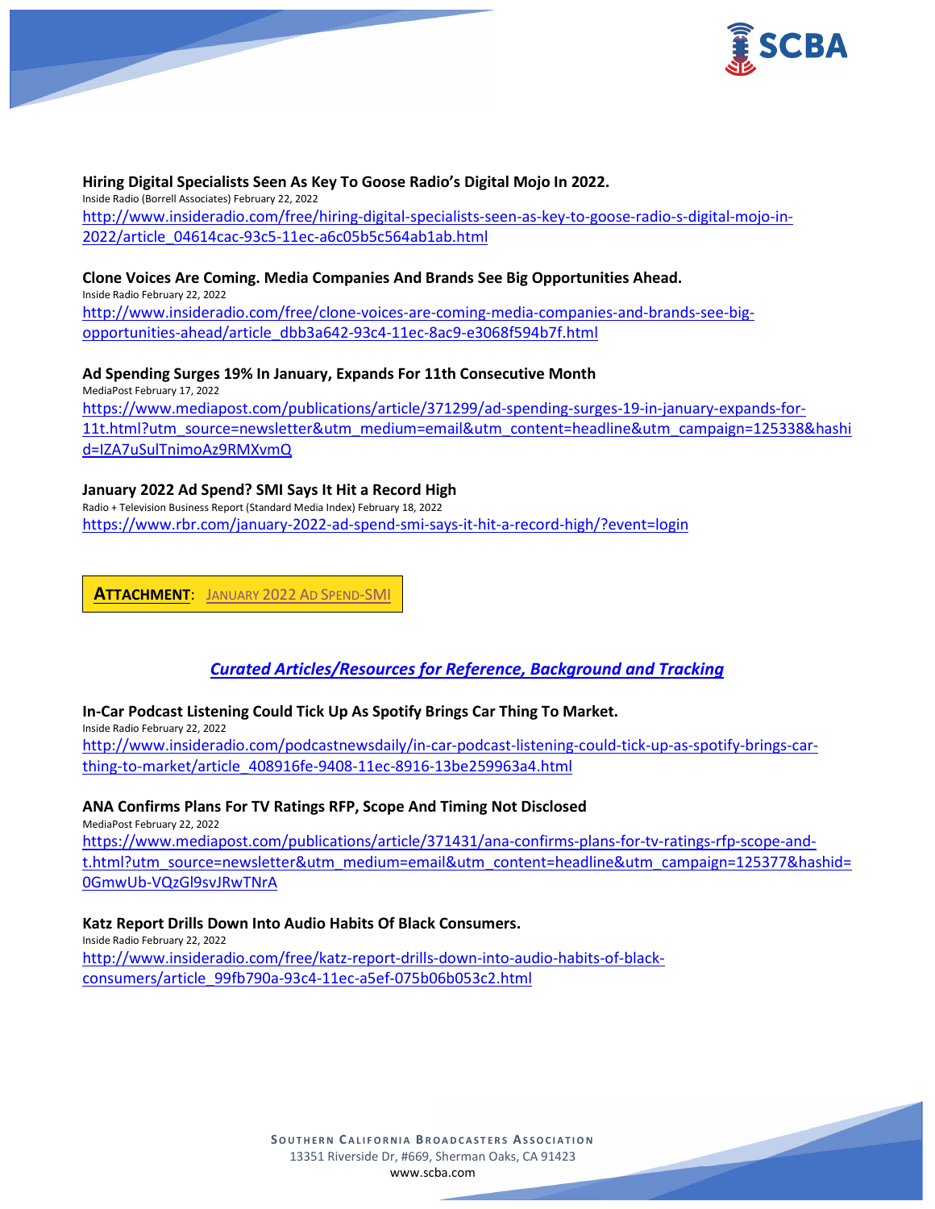**Hiring Digital Specialists Seen As Key To Goose Radio's Digital Mojo In 2022.**
Inside Radio (Borrell Associates) February 22, 2022
http://www.insideradio.com/free/hiring-digital-specialists-seen-as-key-to-goose-radio-s-digital-mojo-in-2022/article_04614cac-93c5-11ec-a6c05b5c564ab1ab.html

**Clone Voices Are Coming. Media Companies And Brands See Big Opportunities Ahead.**
Inside Radio February 22, 2022
http://www.insideradio.com/free/clone-voices-are-coming-media-companies-and-brands-see-big-opportunities-ahead/article_dbb3a642-93c4-11ec-8ac9-e3068f594b7f.html

**Ad Spending Surges 19% In January, Expands For 11th Consecutive Month**
MediaPost February 17, 2022
https://www.mediapost.com/publications/article/371299/ad-spending-surges-19-in-january-expands-for-11t.html?utm_source=newsletter&utm_medium=email&utm_content=headline&utm_campaign=125338&hashid=IZA7uSulTnimoAz9RMXvmQ

**January 2022 Ad Spend? SMI Says It Hit a Record High**
Radio + Television Business Report (Standard Media Index) February 18, 2022
https://www.rbr.com/january-2022-ad-spend-smi-says-it-hit-a-record-high/?event=login

**ATTACHMENT**: JANUARY 2022 AD SPEND-SMI

## *Curated Articles/Resources for Reference, Background and Tracking*

**In-Car Podcast Listening Could Tick Up As Spotify Brings Car Thing To Market.**
Inside Radio February 22, 2022
http://www.insideradio.com/podcastnewsdaily/in-car-podcast-listening-could-tick-up-as-spotify-brings-car-thing-to-market/article_408916fe-9408-11ec-8916-13be259963a4.html

**ANA Confirms Plans For TV Ratings RFP, Scope And Timing Not Disclosed**
MediaPost February 22, 2022
https://www.mediapost.com/publications/article/371431/ana-confirms-plans-for-tv-ratings-rfp-scope-and-t.html?utm_source=newsletter&utm_medium=email&utm_content=headline&utm_campaign=125377&hashid=0GmwUb-VQzGl9svJRwTNrA

**Katz Report Drills Down Into Audio Habits Of Black Consumers.**
Inside Radio February 22, 2022
http://www.insideradio.com/free/katz-report-drills-down-into-audio-habits-of-black-consumers/article_99fb790a-93c4-11ec-a5ef-075b06b053c2.html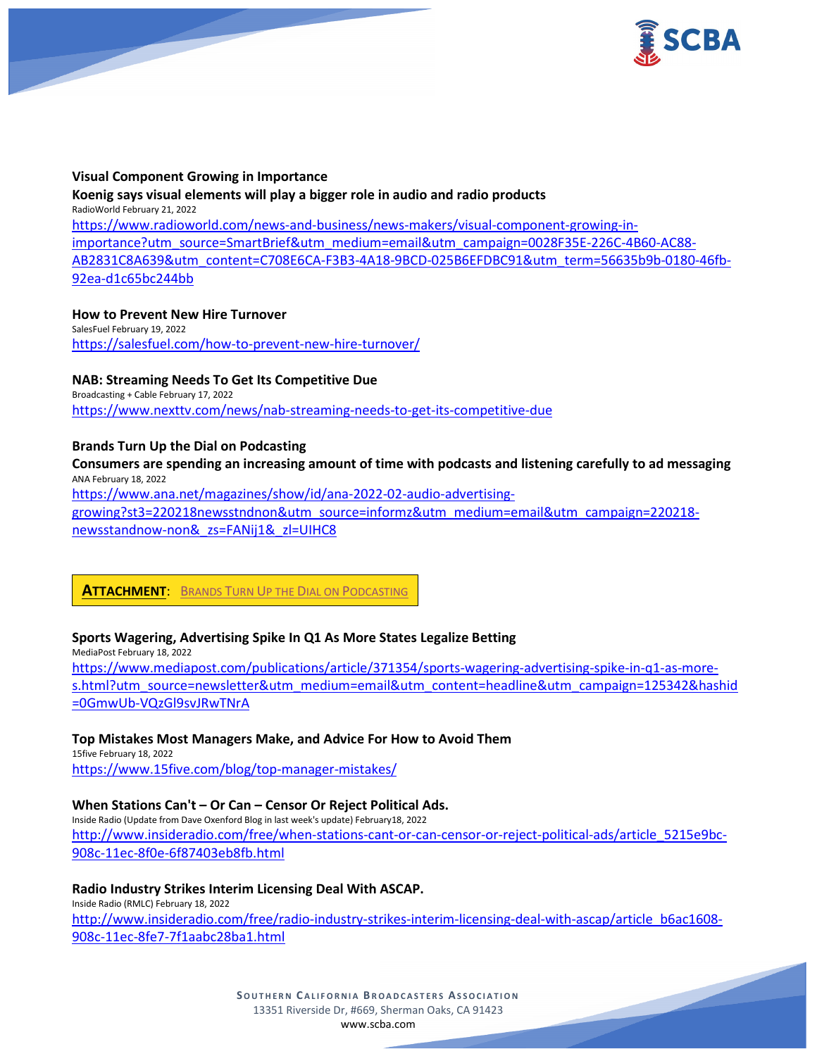**Visual Component Growing in Importance**

**Koenig says visual elements will play a bigger role in audio and radio products**

RadioWorld February 21, 2022

https://www.radioworld.com/news-and-business/news-makers/visual-component-growing-in-importance?utm_source=SmartBrief&utm_medium=email&utm_campaign=0028F35E-226C-4B60-AC88-AB2831C8A639&utm_content=C708E6CA-F3B3-4A18-9BCD-025B6EFDBC91&utm_term=56635b9b-0180-46fb-92ea-d1c65bc244bb

**How to Prevent New Hire Turnover**

SalesFuel February 19, 2022

https://salesfuel.com/how-to-prevent-new-hire-turnover/

**NAB: Streaming Needs To Get Its Competitive Due**

Broadcasting + Cable February 17, 2022

https://www.nexttv.com/news/nab-streaming-needs-to-get-its-competitive-due

**Brands Turn Up the Dial on Podcasting**

**Consumers are spending an increasing amount of time with podcasts and listening carefully to ad messaging**

ANA February 18, 2022

https://www.ana.net/magazines/show/id/ana-2022-02-audio-advertising-growing?st3=220218newsstndnon&utm_source=informz&utm_medium=email&utm_campaign=220218-newsstandnow-non&_zs=FANij1&_zl=UIHC8

**ATTACHMENT**: BRANDS TURN UP THE DIAL ON PODCASTING

**Sports Wagering, Advertising Spike In Q1 As More States Legalize Betting**

MediaPost February 18, 2022

https://www.mediapost.com/publications/article/371354/sports-wagering-advertising-spike-in-q1-as-more-s.html?utm_source=newsletter&utm_medium=email&utm_content=headline&utm_campaign=125342&hashid=0GmwUb-VQzGl9svJRwTNrA

**Top Mistakes Most Managers Make, and Advice For How to Avoid Them**

15five February 18, 2022

https://www.15five.com/blog/top-manager-mistakes/

**When Stations Can't – Or Can – Censor Or Reject Political Ads.**

Inside Radio (Update from Dave Oxenford Blog in last week's update) February18, 2022

http://www.insideradio.com/free/when-stations-cant-or-can-censor-or-reject-political-ads/article_5215e9bc-908c-11ec-8f0e-6f87403eb8fb.html

**Radio Industry Strikes Interim Licensing Deal With ASCAP.**

Inside Radio (RMLC) February 18, 2022

http://www.insideradio.com/free/radio-industry-strikes-interim-licensing-deal-with-ascap/article_b6ac1608-908c-11ec-8fe7-7f1aabc28ba1.html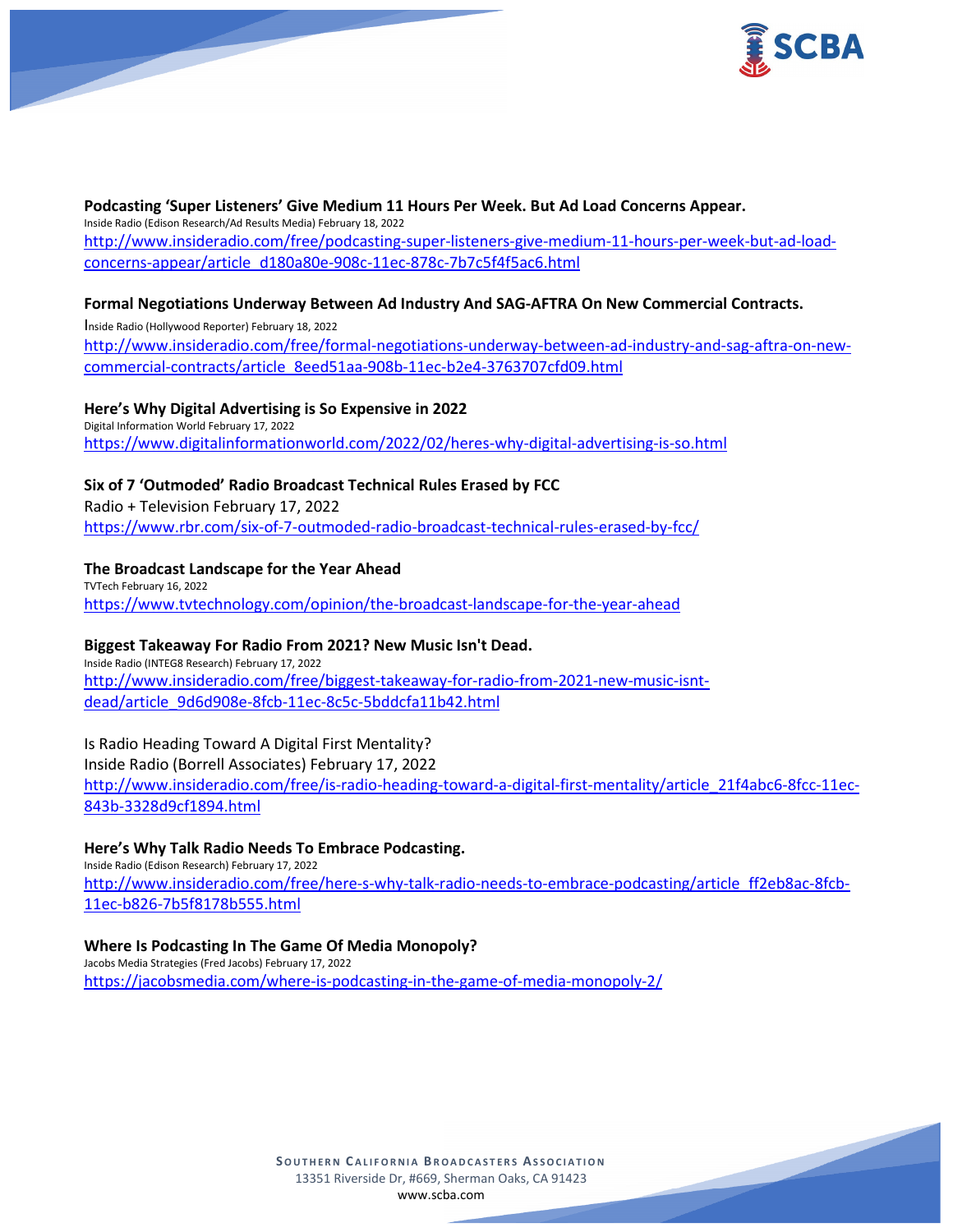**Podcasting 'Super Listeners' Give Medium 11 Hours Per Week. But Ad Load Concerns Appear.**
Inside Radio (Edison Research/Ad Results Media) February 18, 2022
http://www.insideradio.com/free/podcasting-super-listeners-give-medium-11-hours-per-week-but-ad-load-concerns-appear/article_d180a80e-908c-11ec-878c-7b7c5f4f5ac6.html

**Formal Negotiations Underway Between Ad Industry And SAG-AFTRA On New Commercial Contracts.**
Inside Radio (Hollywood Reporter) February 18, 2022
http://www.insideradio.com/free/formal-negotiations-underway-between-ad-industry-and-sag-aftra-on-new-commercial-contracts/article_8eed51aa-908b-11ec-b2e4-3763707cfd09.html

**Here's Why Digital Advertising is So Expensive in 2022**
Digital Information World February 17, 2022
https://www.digitalinformationworld.com/2022/02/heres-why-digital-advertising-is-so.html

**Six of 7 'Outmoded' Radio Broadcast Technical Rules Erased by FCC**
Radio + Television February 17, 2022
https://www.rbr.com/six-of-7-outmoded-radio-broadcast-technical-rules-erased-by-fcc/

**The Broadcast Landscape for the Year Ahead**
TVTech February 16, 2022
https://www.tvtechnology.com/opinion/the-broadcast-landscape-for-the-year-ahead

**Biggest Takeaway For Radio From 2021? New Music Isn't Dead.**
Inside Radio (INTEG8 Research) February 17, 2022
http://www.insideradio.com/free/biggest-takeaway-for-radio-from-2021-new-music-isnt-dead/article_9d6d908e-8fcb-11ec-8c5c-5bddcfa11b42.html

Is Radio Heading Toward A Digital First Mentality?
Inside Radio (Borrell Associates) February 17, 2022
http://www.insideradio.com/free/is-radio-heading-toward-a-digital-first-mentality/article_21f4abc6-8fcc-11ec-843b-3328d9cf1894.html

**Here's Why Talk Radio Needs To Embrace Podcasting.**
Inside Radio (Edison Research) February 17, 2022
http://www.insideradio.com/free/here-s-why-talk-radio-needs-to-embrace-podcasting/article_ff2eb8ac-8fcb-11ec-b826-7b5f8178b555.html

**Where Is Podcasting In The Game Of Media Monopoly?**
Jacobs Media Strategies (Fred Jacobs) February 17, 2022
https://jacobsmedia.com/where-is-podcasting-in-the-game-of-media-monopoly-2/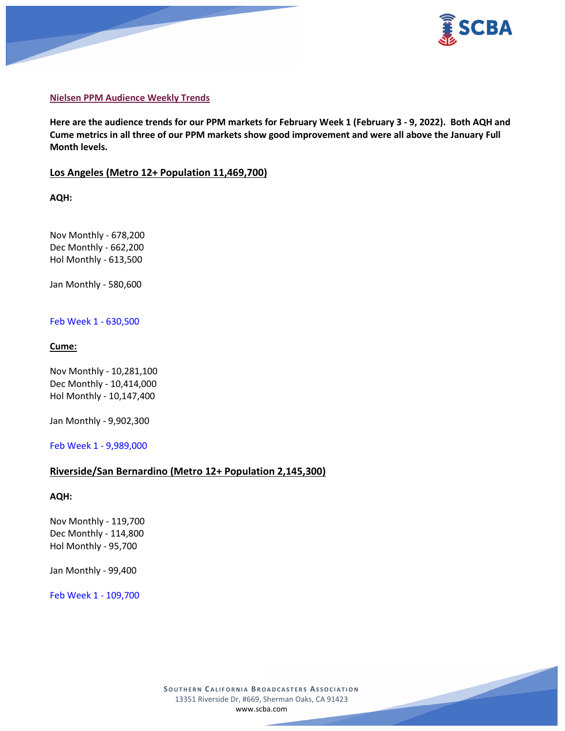## Nielsen PPM Audience Weekly Trends

**Here are the audience trends for our PPM markets for February Week 1 (February 3 - 9, 2022). Both AQH and Cume metrics in all three of our PPM markets show good improvement and were all above the January Full Month levels.**

### Los Angeles (Metro 12+ Population 11,469,700)

**AQH:**

Nov Monthly - 678,200
Dec Monthly - 662,200
Hol Monthly - 613,500

Jan Monthly - 580,600

Feb Week 1 - 630,500

**Cume:**

Nov Monthly - 10,281,100
Dec Monthly - 10,414,000
Hol Monthly - 10,147,400

Jan Monthly - 9,902,300

Feb Week 1 - 9,989,000

### Riverside/San Bernardino (Metro 12+ Population 2,145,300)

**AQH:**

Nov Monthly - 119,700
Dec Monthly - 114,800
Hol Monthly - 95,700

Jan Monthly - 99,400

Feb Week 1 - 109,700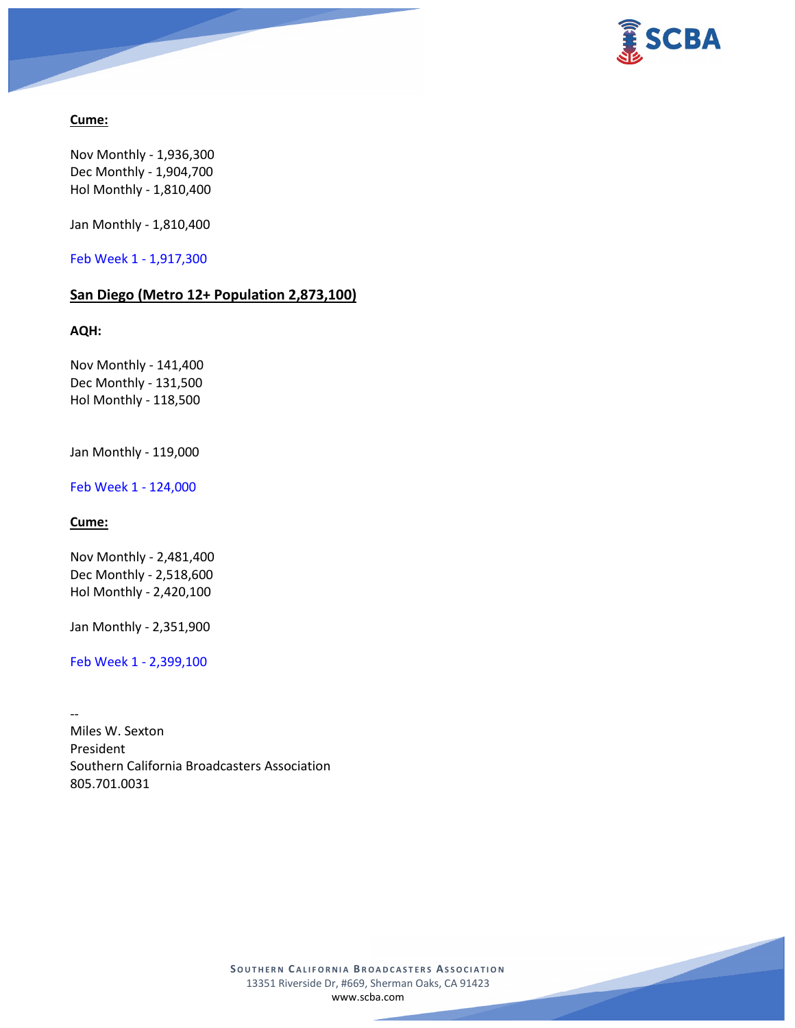**Cume:**

Nov Monthly - 1,936,300
Dec Monthly - 1,904,700
Hol Monthly - 1,810,400

Jan Monthly - 1,810,400

Feb Week 1 - 1,917,300

## San Diego (Metro 12+ Population 2,873,100)

**AQH:**

Nov Monthly - 141,400
Dec Monthly - 131,500
Hol Monthly - 118,500

Jan Monthly - 119,000

Feb Week 1 - 124,000

**Cume:**

Nov Monthly - 2,481,400
Dec Monthly - 2,518,600
Hol Monthly - 2,420,100

Jan Monthly - 2,351,900

Feb Week 1 - 2,399,100

--
Miles W. Sexton
President
Southern California Broadcasters Association
805.701.0031